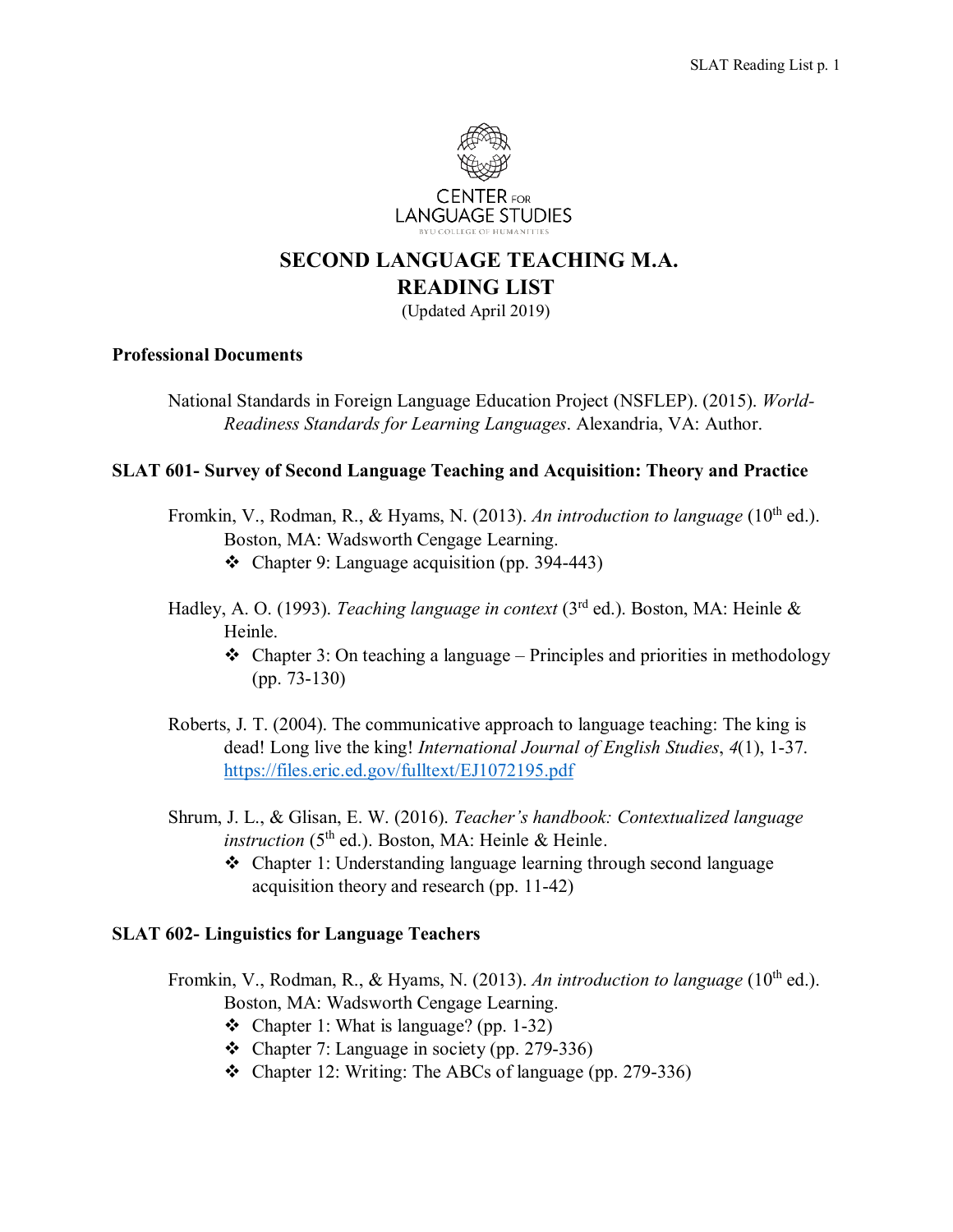CENTER FOR LANGUAGE STUDIES

BYU COLLEGE OF HUMANITIES

# SECOND LANGUAGE TEACHING M.A.
# READING LIST

(Updated April 2019)

## Professional Documents

National Standards in Foreign Language Education Project (NSFLEP). (2015). *World-Readiness Standards for Learning Languages*. Alexandria, VA: Author.

## SLAT 601- Survey of Second Language Teaching and Acquisition: Theory and Practice

Fromkin, V., Rodman, R., & Hyams, N. (2013). *An introduction to language* (10th ed.). Boston, MA: Wadsworth Cengage Learning.

- Chapter 9: Language acquisition (pp. 394-443)

Hadley, A. O. (1993). *Teaching language in context* (3rd ed.). Boston, MA: Heinle & Heinle.

- Chapter 3: On teaching a language – Principles and priorities in methodology (pp. 73-130)

Roberts, J. T. (2004). The communicative approach to language teaching: The king is dead! Long live the king! *International Journal of English Studies*, *4*(1), 1-37. https://files.eric.ed.gov/fulltext/EJ1072195.pdf

Shrum, J. L., & Glisan, E. W. (2016). *Teacher's handbook: Contextualized language instruction* (5th ed.). Boston, MA: Heinle & Heinle.

- Chapter 1: Understanding language learning through second language acquisition theory and research (pp. 11-42)

## SLAT 602- Linguistics for Language Teachers

Fromkin, V., Rodman, R., & Hyams, N. (2013). *An introduction to language* (10th ed.). Boston, MA: Wadsworth Cengage Learning.

- Chapter 1: What is language? (pp. 1-32)
- Chapter 7: Language in society (pp. 279-336)
- Chapter 12: Writing: The ABCs of language (pp. 279-336)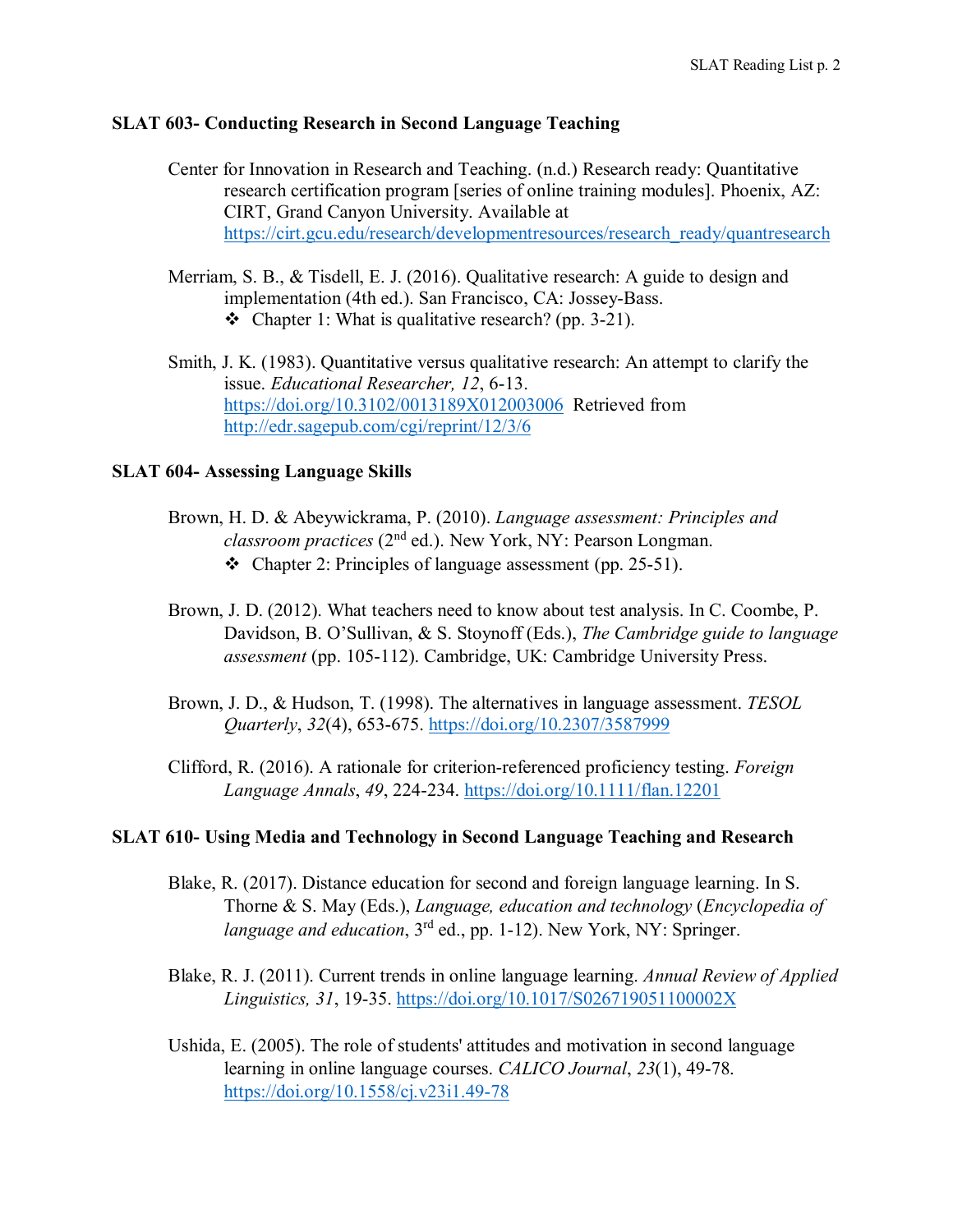**SLAT 603- Conducting Research in Second Language Teaching**

Center for Innovation in Research and Teaching. (n.d.) Research ready: Quantitative research certification program [series of online training modules]. Phoenix, AZ: CIRT, Grand Canyon University. Available at https://cirt.gcu.edu/research/developmentresources/research_ready/quantresearch

Merriam, S. B., & Tisdell, E. J. (2016). Qualitative research: A guide to design and implementation (4th ed.). San Francisco, CA: Jossey-Bass.

- Chapter 1: What is qualitative research? (pp. 3-21).

Smith, J. K. (1983). Quantitative versus qualitative research: An attempt to clarify the issue. *Educational Researcher, 12*, 6-13. https://doi.org/10.3102/0013189X012003006 Retrieved from http://edr.sagepub.com/cgi/reprint/12/3/6

**SLAT 604- Assessing Language Skills**

Brown, H. D. & Abeywickrama, P. (2010). *Language assessment: Principles and classroom practices* (2nd ed.). New York, NY: Pearson Longman.

- Chapter 2: Principles of language assessment (pp. 25-51).

Brown, J. D. (2012). What teachers need to know about test analysis. In C. Coombe, P. Davidson, B. O'Sullivan, & S. Stoynoff (Eds.), *The Cambridge guide to language assessment* (pp. 105-112). Cambridge, UK: Cambridge University Press.

Brown, J. D., & Hudson, T. (1998). The alternatives in language assessment. *TESOL Quarterly*, *32*(4), 653-675. https://doi.org/10.2307/3587999

Clifford, R. (2016). A rationale for criterion-referenced proficiency testing. *Foreign Language Annals*, *49*, 224-234. https://doi.org/10.1111/flan.12201

**SLAT 610- Using Media and Technology in Second Language Teaching and Research**

Blake, R. (2017). Distance education for second and foreign language learning. In S. Thorne & S. May (Eds.), *Language, education and technology* (*Encyclopedia of language and education*, 3rd ed., pp. 1-12). New York, NY: Springer.

Blake, R. J. (2011). Current trends in online language learning. *Annual Review of Applied Linguistics, 31*, 19-35. https://doi.org/10.1017/S026719051100002X

Ushida, E. (2005). The role of students' attitudes and motivation in second language learning in online language courses. *CALICO Journal*, *23*(1), 49-78. https://doi.org/10.1558/cj.v23i1.49-78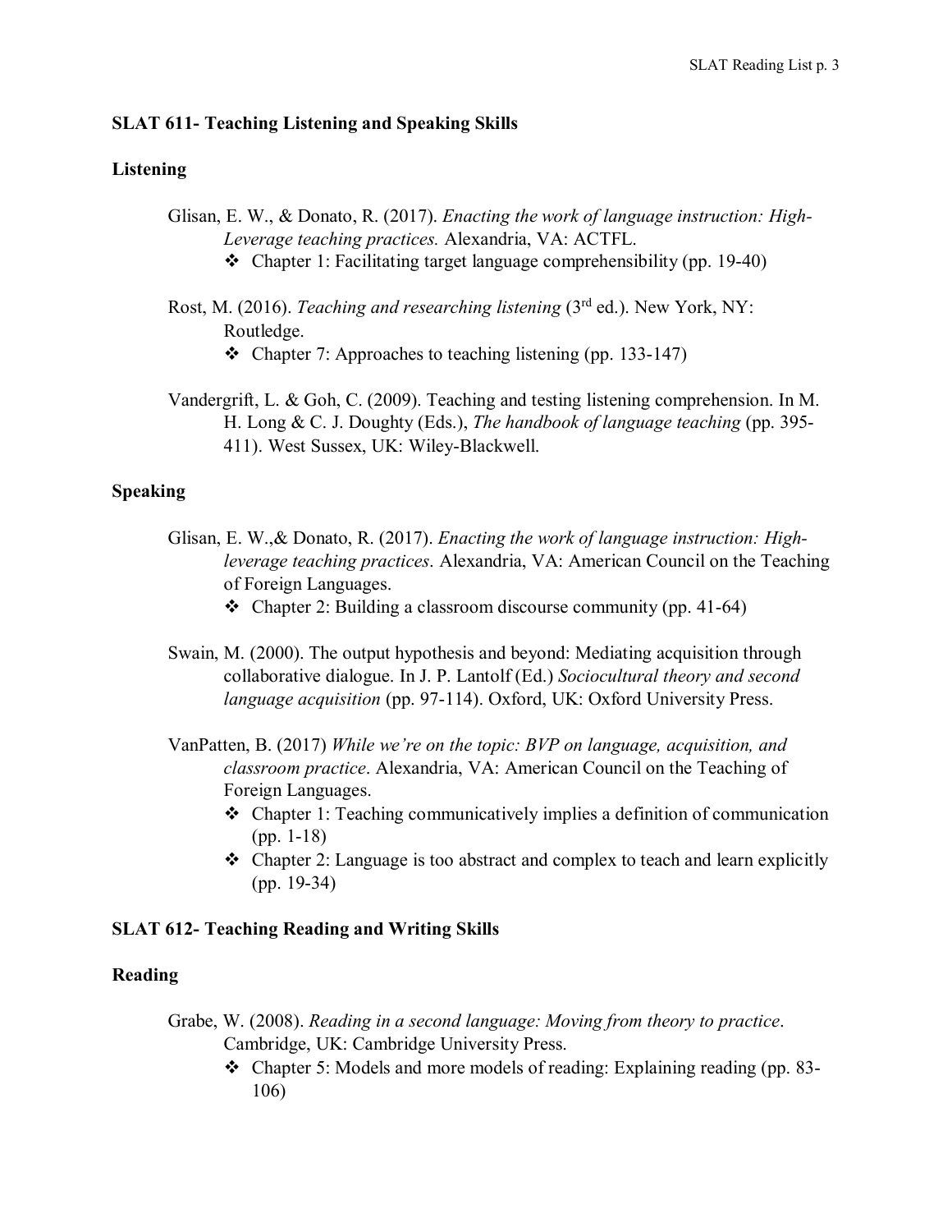## SLAT 611- Teaching Listening and Speaking Skills

### Listening

Glisan, E. W., & Donato, R. (2017). *Enacting the work of language instruction: High-Leverage teaching practices.* Alexandria, VA: ACTFL.

- Chapter 1: Facilitating target language comprehensibility (pp. 19-40)

Rost, M. (2016). *Teaching and researching listening* (3rd ed.). New York, NY: Routledge.

- Chapter 7: Approaches to teaching listening (pp. 133-147)

Vandergrift, L. & Goh, C. (2009). Teaching and testing listening comprehension. In M. H. Long & C. J. Doughty (Eds.), *The handbook of language teaching* (pp. 395-411). West Sussex, UK: Wiley-Blackwell.

### Speaking

Glisan, E. W.,& Donato, R. (2017). *Enacting the work of language instruction: High-leverage teaching practices*. Alexandria, VA: American Council on the Teaching of Foreign Languages.

- Chapter 2: Building a classroom discourse community (pp. 41-64)

Swain, M. (2000). The output hypothesis and beyond: Mediating acquisition through collaborative dialogue. In J. P. Lantolf (Ed.) *Sociocultural theory and second language acquisition* (pp. 97-114). Oxford, UK: Oxford University Press.

VanPatten, B. (2017) *While we're on the topic: BVP on language, acquisition, and classroom practice*. Alexandria, VA: American Council on the Teaching of Foreign Languages.

- Chapter 1: Teaching communicatively implies a definition of communication (pp. 1-18)
- Chapter 2: Language is too abstract and complex to teach and learn explicitly (pp. 19-34)

## SLAT 612- Teaching Reading and Writing Skills

### Reading

Grabe, W. (2008). *Reading in a second language: Moving from theory to practice*. Cambridge, UK: Cambridge University Press.

- Chapter 5: Models and more models of reading: Explaining reading (pp. 83-106)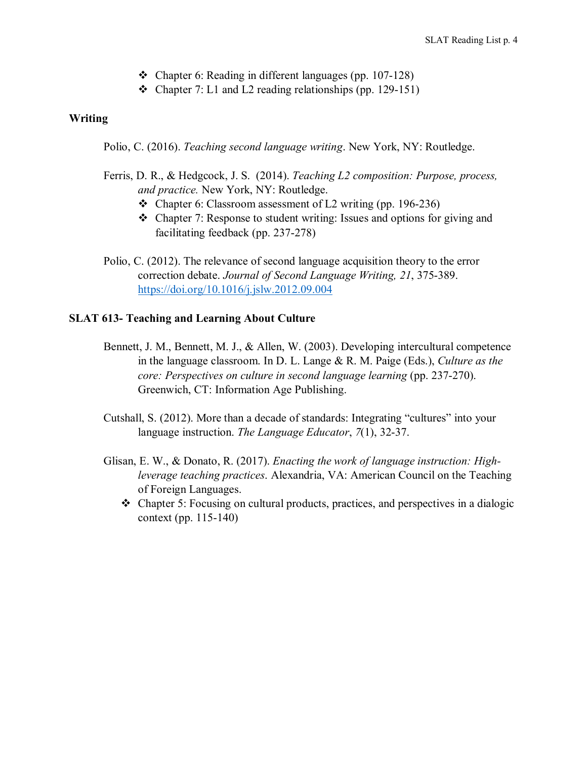- Chapter 6: Reading in different languages (pp. 107-128)
- Chapter 7: L1 and L2 reading relationships (pp. 129-151)

**Writing**

Polio, C. (2016). *Teaching second language writing*. New York, NY: Routledge.

Ferris, D. R., & Hedgcock, J. S. (2014). *Teaching L2 composition: Purpose, process, and practice.* New York, NY: Routledge.

- Chapter 6: Classroom assessment of L2 writing (pp. 196-236)
- Chapter 7: Response to student writing: Issues and options for giving and facilitating feedback (pp. 237-278)

Polio, C. (2012). The relevance of second language acquisition theory to the error correction debate. *Journal of Second Language Writing, 21*, 375-389. [https://doi.org/10.1016/j.jslw.2012.09.004](https://doi.org/10.1016/j.jslw.2012.09.004)

**SLAT 613- Teaching and Learning About Culture**

Bennett, J. M., Bennett, M. J., & Allen, W. (2003). Developing intercultural competence in the language classroom. In D. L. Lange & R. M. Paige (Eds.), *Culture as the core: Perspectives on culture in second language learning* (pp. 237-270). Greenwich, CT: Information Age Publishing.

Cutshall, S. (2012). More than a decade of standards: Integrating "cultures" into your language instruction. *The Language Educator*, *7*(1), 32-37.

Glisan, E. W., & Donato, R. (2017). *Enacting the work of language instruction: High-leverage teaching practices.* Alexandria, VA: American Council on the Teaching of Foreign Languages.

- Chapter 5: Focusing on cultural products, practices, and perspectives in a dialogic context (pp. 115-140)